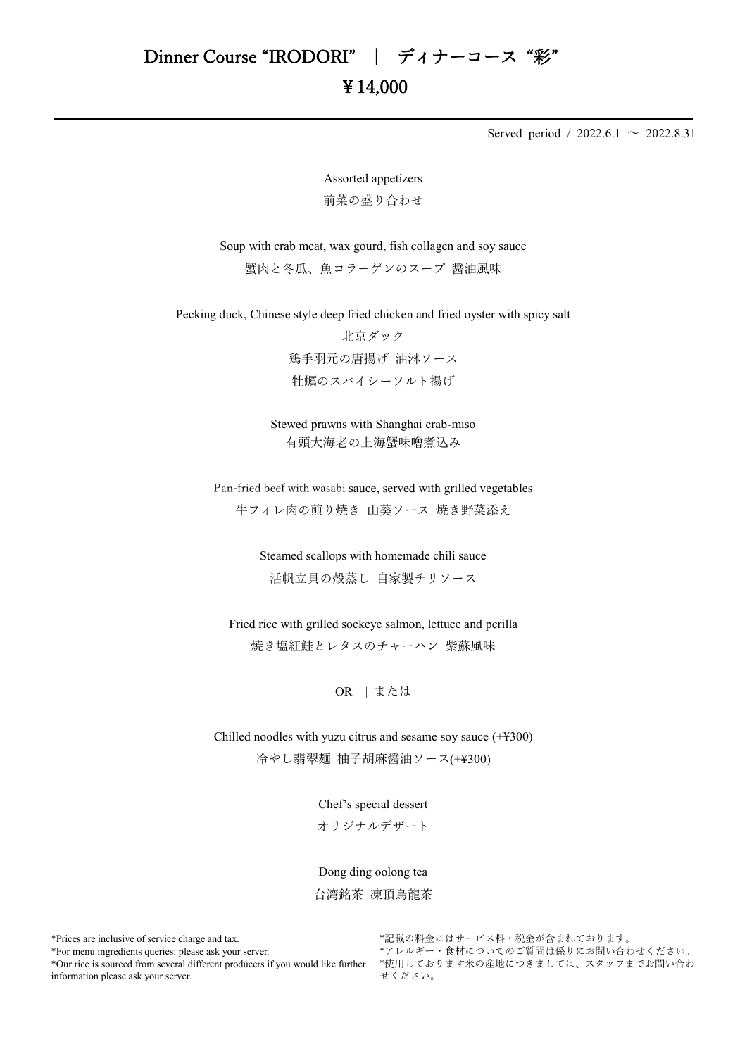# Dinner Course "IRODORI" ｜ ディナーコース "彩"

## ¥14,000

Served period / 2022.6.1 ～ 2022.8.31

Assorted appetizers
前菜の盛り合わせ

Soup with crab meat, wax gourd, fish collagen and soy sauce
蟹肉と冬瓜、魚コラーゲンのスープ 醤油風味

Pecking duck, Chinese style deep fried chicken and fried oyster with spicy salt
北京ダック
鶏手羽元の唐揚げ 油淋ソース
牡蠣のスパイシーソルト揚げ

Stewed prawns with Shanghai crab-miso
有頭大海老の上海蟹味噌煮込み

Pan-fried beef with wasabi sauce, served with grilled vegetables
牛フィレ肉の煎り焼き 山葵ソース 焼き野菜添え

Steamed scallops with homemade chili sauce
活帆立貝の殻蒸し 自家製チリソース

Fried rice with grilled sockeye salmon, lettuce and perilla
焼き塩紅鮭とレタスのチャーハン 紫蘇風味

OR ｜または

Chilled noodles with yuzu citrus and sesame soy sauce (+¥300)
冷やし翡翠麺 柚子胡麻醤油ソース(+¥300)

Chef's special dessert
オリジナルデザート

Dong ding oolong tea
台湾銘茶 凍頂烏龍茶

*Prices are inclusive of service charge and tax.
*For menu ingredients queries: please ask your server.
*Our rice is sourced from several different producers if you would like further information please ask your server.

*記載の料金にはサービス料・税金が含まれております。
*アレルギー・食材についてのご質問は係りにお問い合わせください。
*使用しております米の産地につきましては、スタッフまでお問い合わせください。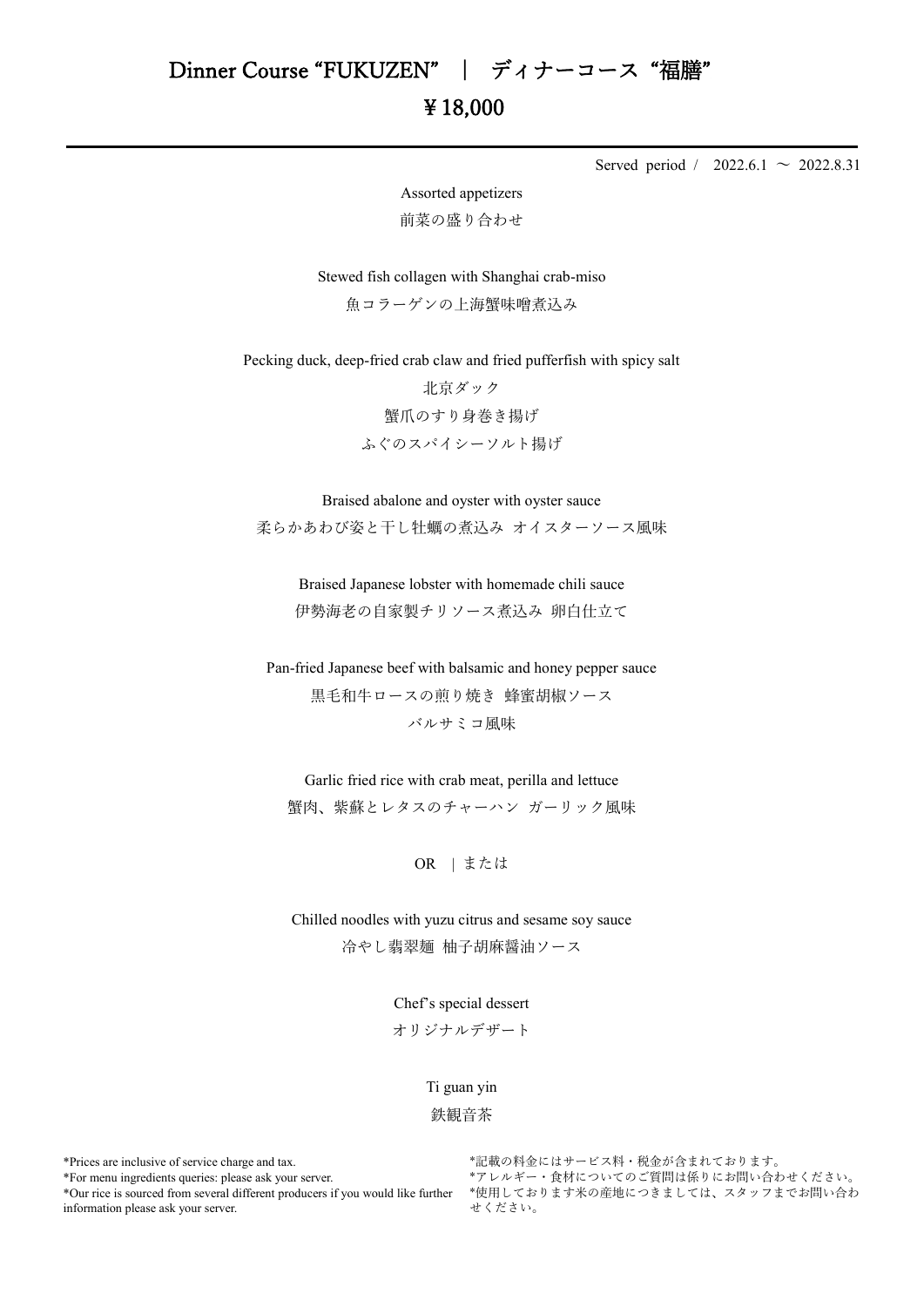# Dinner Course "FUKUZEN" ｜ ディナーコース "福膳"

## ￥18,000

Served period / 2022.6.1 ～ 2022.8.31

Assorted appetizers
前菜の盛り合わせ

Stewed fish collagen with Shanghai crab-miso
魚コラーゲンの上海蟹味噌煮込み

Pecking duck, deep-fried crab claw and fried pufferfish with spicy salt
北京ダック
蟹爪のすり身巻き揚げ
ふぐのスパイシーソルト揚げ

Braised abalone and oyster with oyster sauce
柔らかあわび姿と干し牡蠣の煮込み オイスターソース風味

Braised Japanese lobster with homemade chili sauce
伊勢海老の自家製チリソース煮込み 卵白仕立て

Pan-fried Japanese beef with balsamic and honey pepper sauce
黒毛和牛ロースの煎り焼き 蜂蜜胡椒ソース
バルサミコ風味

Garlic fried rice with crab meat, perilla and lettuce
蟹肉、紫蘇とレタスのチャーハン ガーリック風味

OR ｜または

Chilled noodles with yuzu citrus and sesame soy sauce
冷やし翡翠麺 柚子胡麻醤油ソース

Chef's special dessert
オリジナルデザート

Ti guan yin
鉄観音茶

*Prices are inclusive of service charge and tax.
*For menu ingredients queries: please ask your server.
*Our rice is sourced from several different producers if you would like further information please ask your server.

*記載の料金にはサービス料・税金が含まれております。
*アレルギー・食材についてのご質問は係りにお問い合わせください。
*使用しております米の産地につきましては、スタッフまでお問い合わせください。